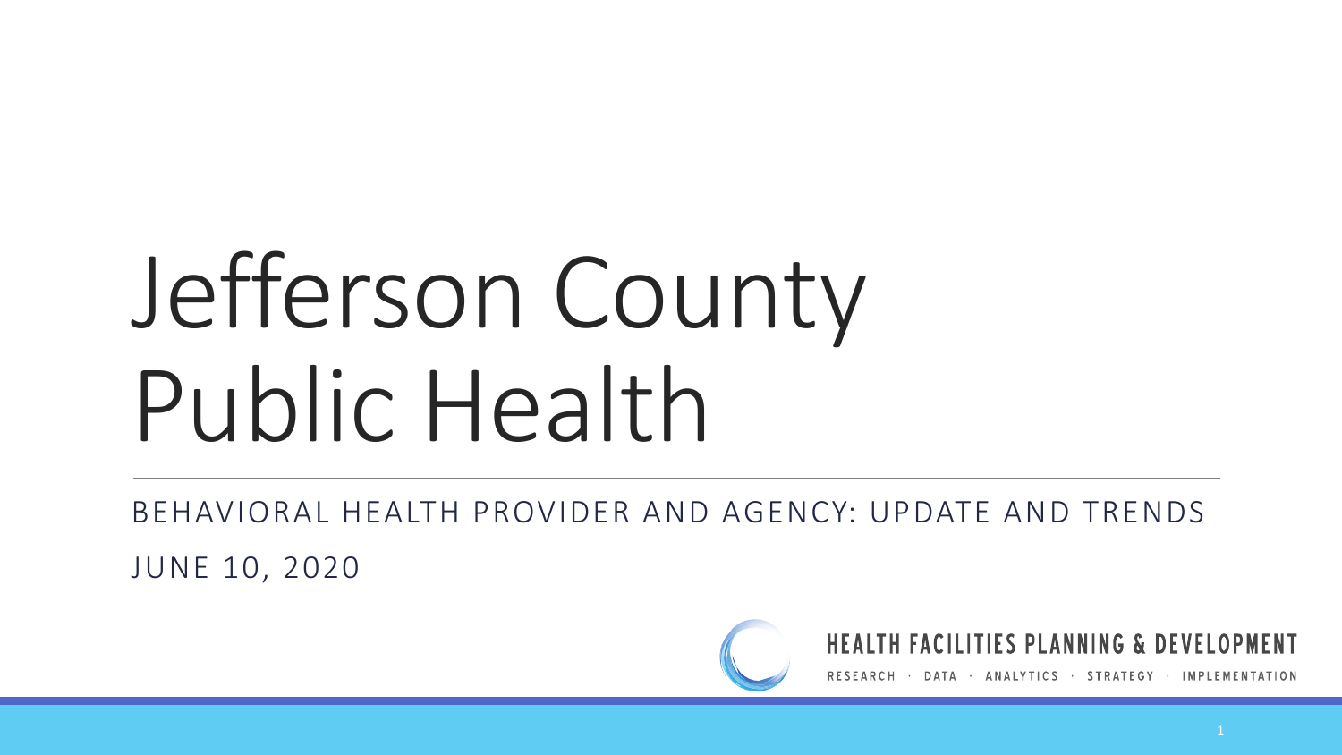# Jefferson County Public Health

BEHAVIORAL HEALTH PROVIDER AND AGENCY: UPDATE AND TRENDS

JUNE 10, 2020

HEALTH FACILITIES PLANNING & DEVELOPMENT

RESEARCH · DATA · ANALYTICS · STRATEGY · IMPLEMENTATION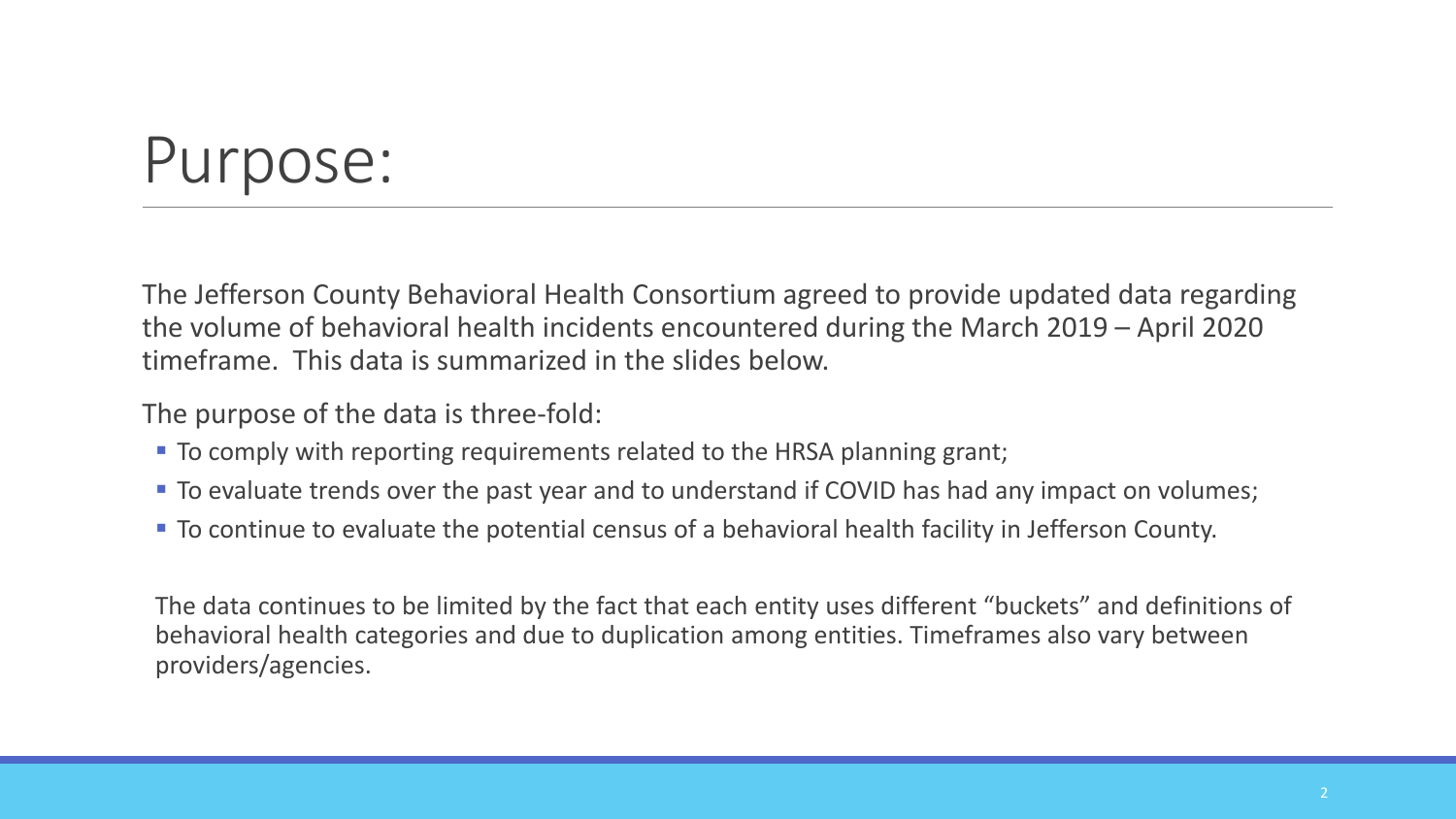# Purpose:

The Jefferson County Behavioral Health Consortium agreed to provide updated data regarding the volume of behavioral health incidents encountered during the March 2019 – April 2020 timeframe. This data is summarized in the slides below.

The purpose of the data is three-fold:

- To comply with reporting requirements related to the HRSA planning grant;
- To evaluate trends over the past year and to understand if COVID has had any impact on volumes;
- To continue to evaluate the potential census of a behavioral health facility in Jefferson County.

The data continues to be limited by the fact that each entity uses different "buckets" and definitions of behavioral health categories and due to duplication among entities. Timeframes also vary between providers/agencies.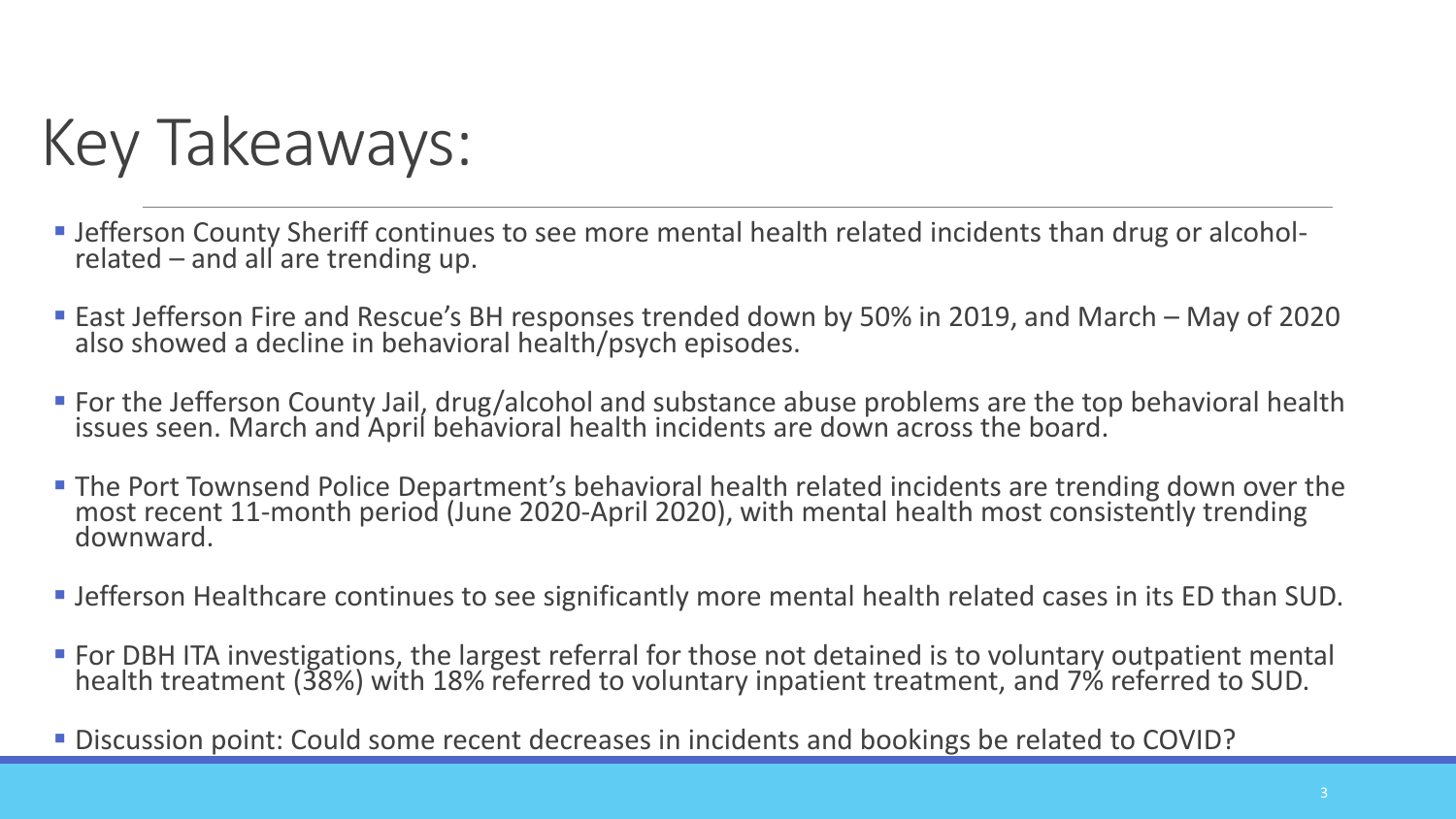# Key Takeaways:

- Jefferson County Sheriff continues to see more mental health related incidents than drug or alcohol-related – and all are trending up.
- East Jefferson Fire and Rescue's BH responses trended down by 50% in 2019, and March – May of 2020 also showed a decline in behavioral health/psych episodes.
- For the Jefferson County Jail, drug/alcohol and substance abuse problems are the top behavioral health issues seen. March and April behavioral health incidents are down across the board.
- The Port Townsend Police Department's behavioral health related incidents are trending down over the most recent 11-month period (June 2020-April 2020), with mental health most consistently trending downward.
- Jefferson Healthcare continues to see significantly more mental health related cases in its ED than SUD.
- For DBH ITA investigations, the largest referral for those not detained is to voluntary outpatient mental health treatment (38%) with 18% referred to voluntary inpatient treatment, and 7% referred to SUD.
- Discussion point: Could some recent decreases in incidents and bookings be related to COVID?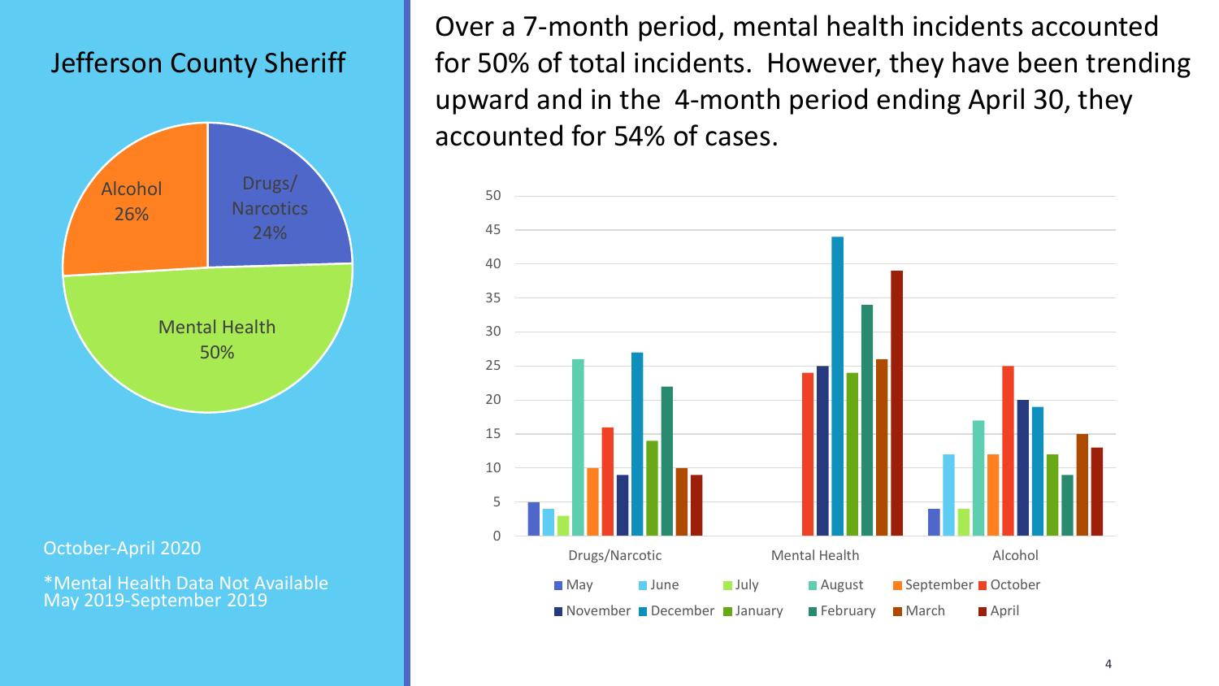# Jefferson County Sheriff

Alcohol 26%

Drugs/ Narcotics 24%

Mental Health 50%

October-April 2020

*Mental Health Data Not Available May 2019-September 2019

Over a 7-month period, mental health incidents accounted for 50% of total incidents. However, they have been trending upward and in the 4-month period ending April 30, they accounted for 54% of cases.

| | May | June | July | August | September | October | November | December | January | February | March | April |
|---|---|---|---|---|---|---|---|---|---|---|---|---|
| Drugs/Narcotic | 5 | 4 | 3 | 26 | 10 | 16 | 9 | 27 | 14 | 22 | 10 | 9 |
| Mental Health | | | | | | 24 | 25 | 44 | 24 | 34 | 26 | 39 |
| Alcohol | 4 | 12 | 4 | 17 | 12 | 25 | 20 | 19 | 12 | 9 | 15 | 13 |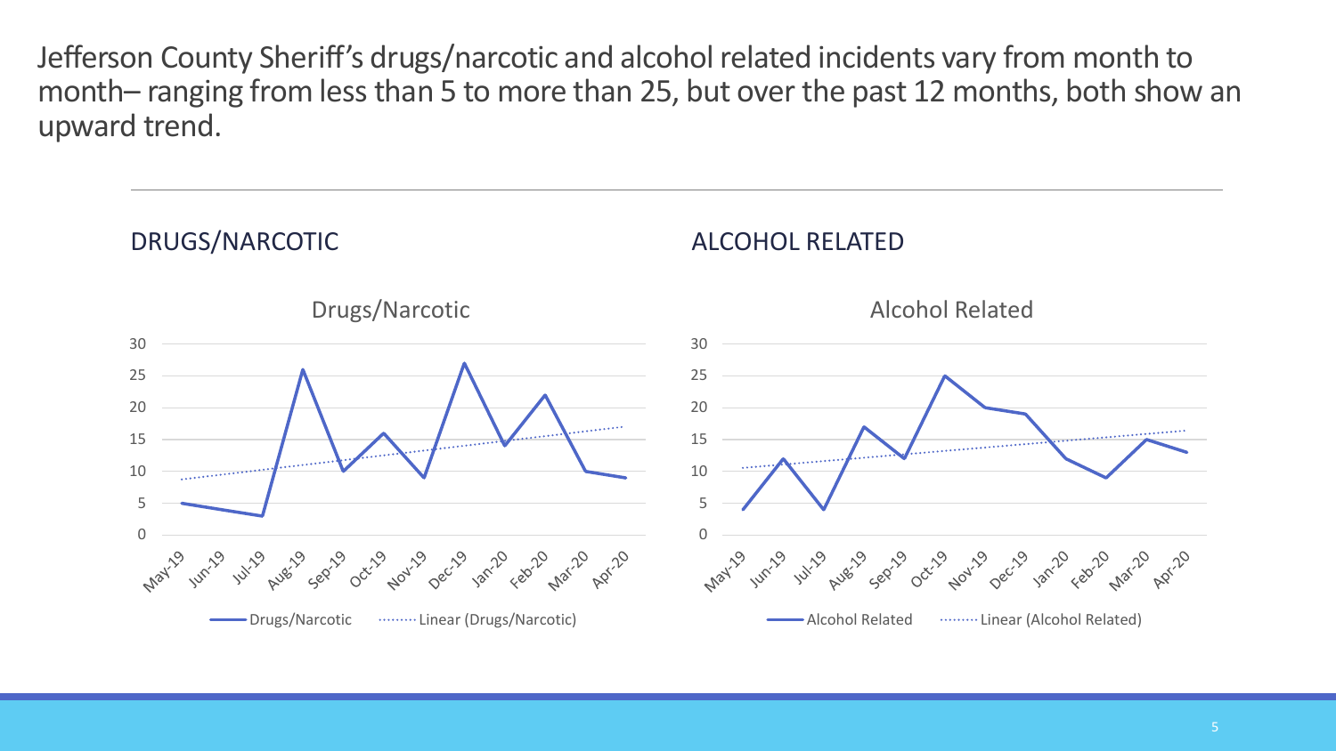Jefferson County Sheriff's drugs/narcotic and alcohol related incidents vary from month to month– ranging from less than 5 to more than 25, but over the past 12 months, both show an upward trend.

## DRUGS/NARCOTIC

## ALCOHOL RELATED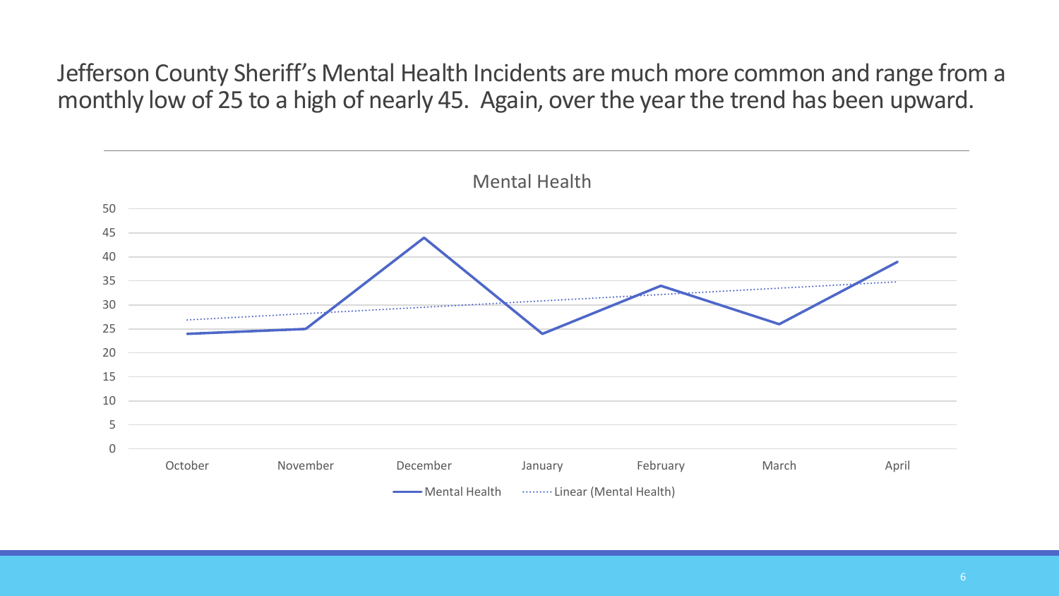Jefferson County Sheriff's Mental Health Incidents are much more common and range from a monthly low of 25 to a high of nearly 45. Again, over the year the trend has been upward.

Mental Health

Mental Health · Linear (Mental Health)

October · November · December · January · February · March · April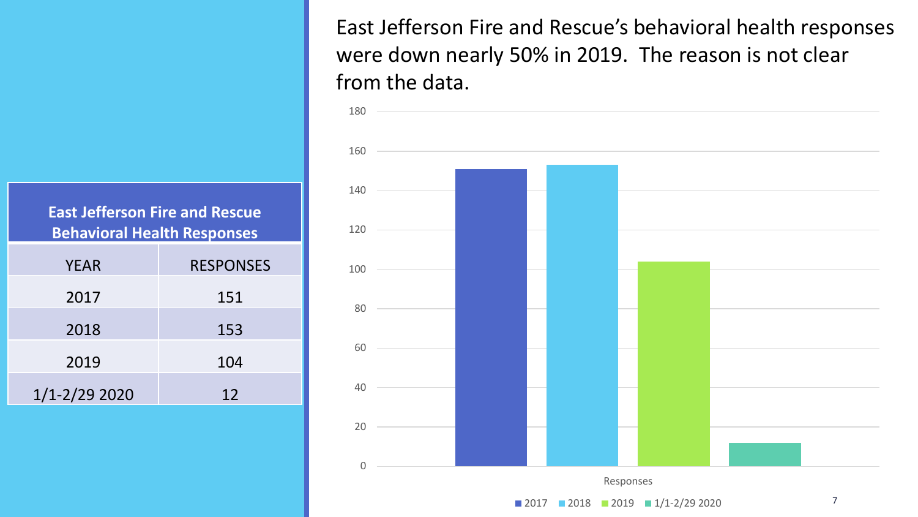East Jefferson Fire and Rescue's behavioral health responses were down nearly 50% in 2019. The reason is not clear from the data.

| East Jefferson Fire and Rescue Behavioral Health Responses | |
|---|---|
| YEAR | RESPONSES |
| 2017 | 151 |
| 2018 | 153 |
| 2019 | 104 |
| 1/1-2/29 2020 | 12 |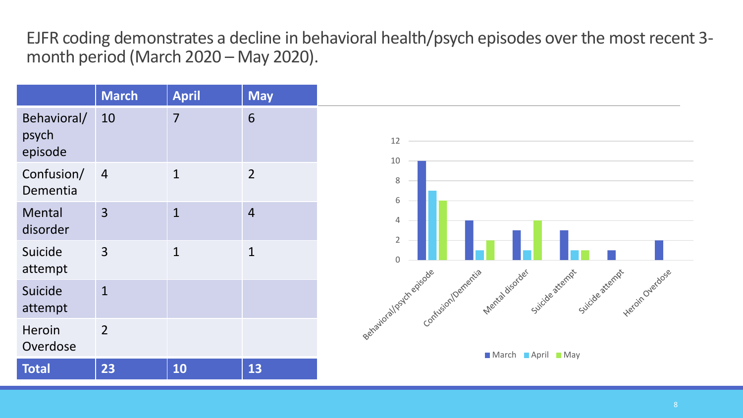# EJFR coding demonstrates a decline in behavioral health/psych episodes over the most recent 3-month period (March 2020 – May 2020).

| | March | April | May |
|---|---|---|---|
| Behavioral/ psych episode | 10 | 7 | 6 |
| Confusion/ Dementia | 4 | 1 | 2 |
| Mental disorder | 3 | 1 | 4 |
| Suicide attempt | 3 | 1 | 1 |
| Suicide attempt | 1 | | |
| Heroin Overdose | 2 | | |
| **Total** | **23** | **10** | **13** |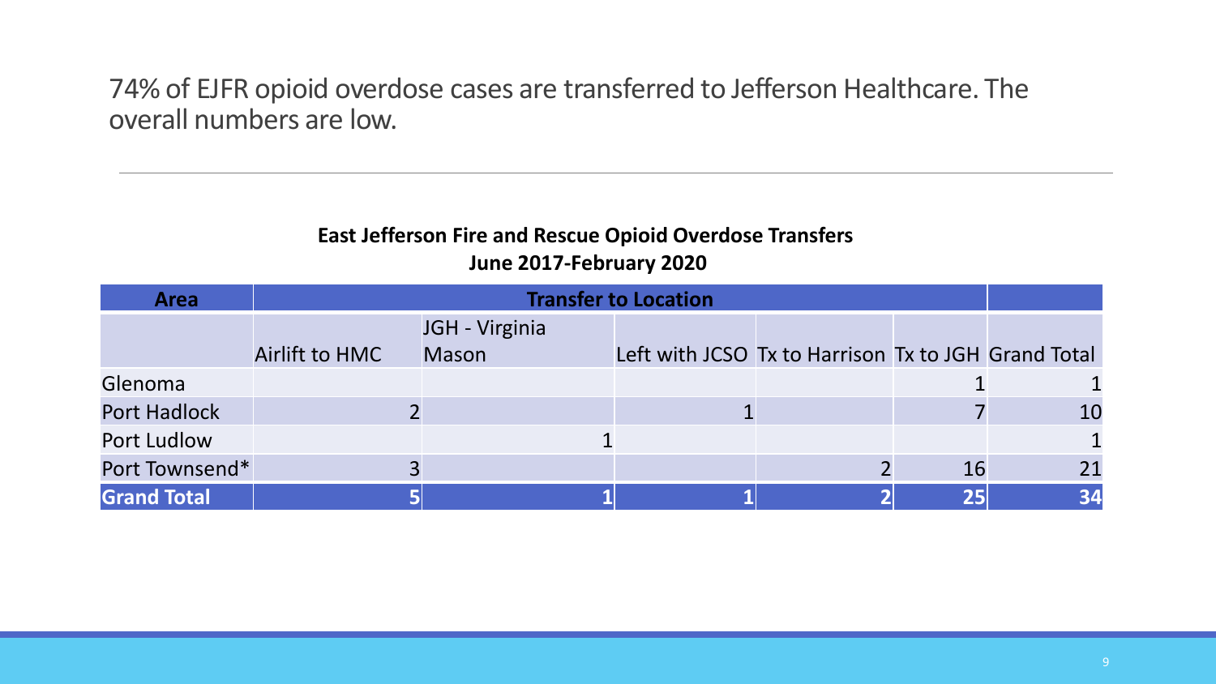74% of EJFR opioid overdose cases are transferred to Jefferson Healthcare. The overall numbers are low.

**East Jefferson Fire and Rescue Opioid Overdose Transfers**
**June 2017-February 2020**

| Area | Transfer to Location | | | | | |
|---|---|---|---|---|---|---|
| | Airlift to HMC | JGH - Virginia Mason | Left with JCSO | Tx to Harrison | Tx to JGH | Grand Total |
| Glenoma | | | | | 1 | 1 |
| Port Hadlock | 2 | | 1 | | 7 | 10 |
| Port Ludlow | | 1 | | | | 1 |
| Port Townsend* | 3 | | | 2 | 16 | 21 |
| **Grand Total** | **5** | **1** | **1** | **2** | **25** | **34** |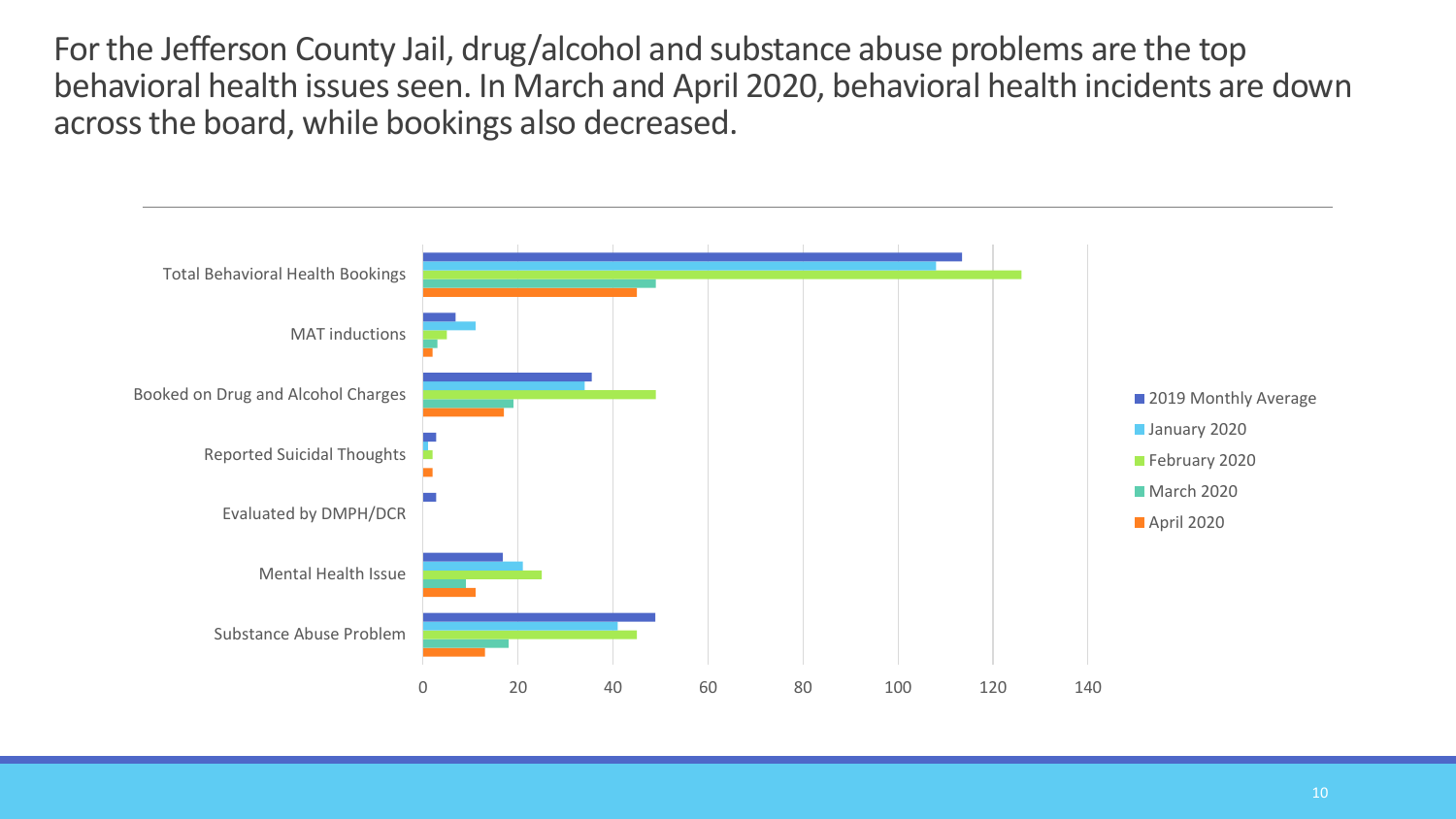For the Jefferson County Jail, drug/alcohol and substance abuse problems are the top behavioral health issues seen. In March and April 2020, behavioral health incidents are down across the board, while bookings also decreased.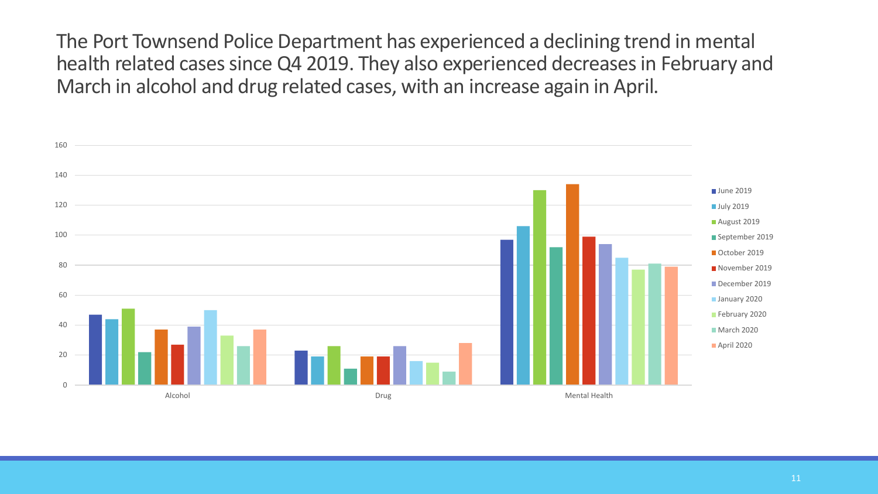The Port Townsend Police Department has experienced a declining trend in mental health related cases since Q4 2019. They also experienced decreases in February and March in alcohol and drug related cases, with an increase again in April.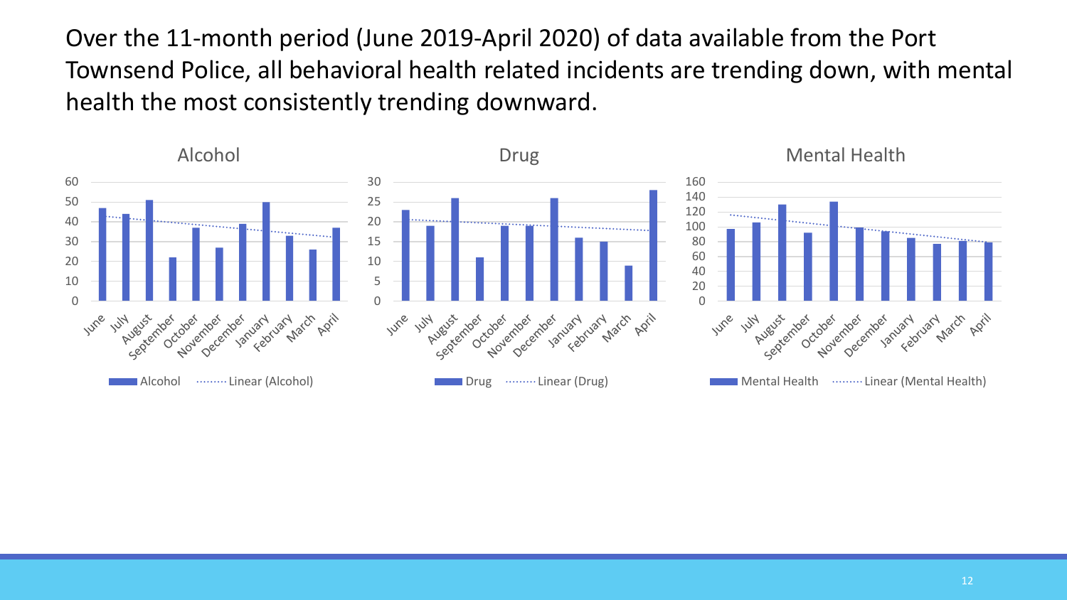Over the 11-month period (June 2019-April 2020) of data available from the Port Townsend Police, all behavioral health related incidents are trending down, with mental health the most consistently trending downward.

Alcohol

Drug

Mental Health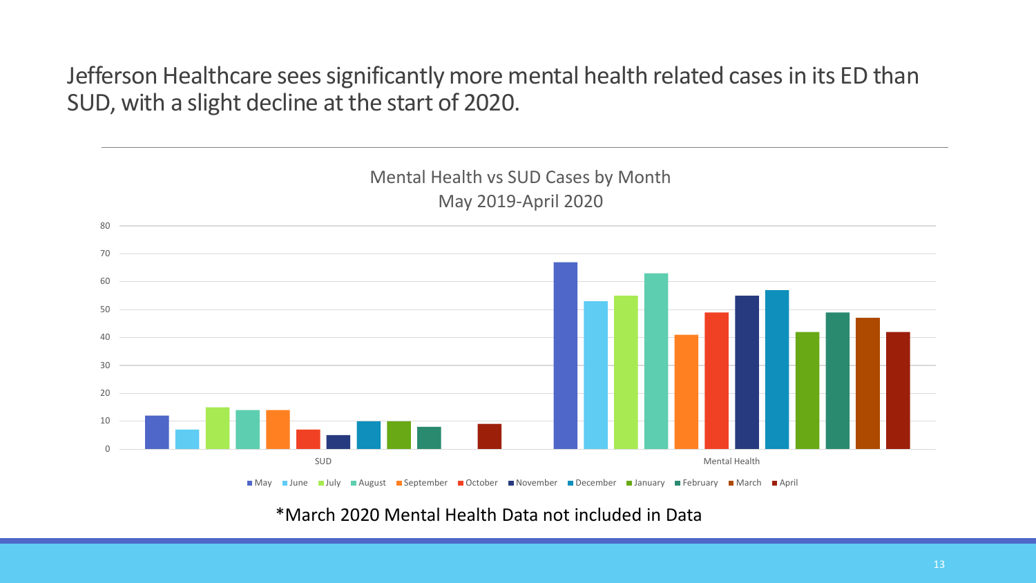# Jefferson Healthcare sees significantly more mental health related cases in its ED than SUD, with a slight decline at the start of 2020.

Mental Health vs SUD Cases by Month
May 2019-April 2020

| Month | SUD | Mental Health |
| --- | --- | --- |
| May | 12 | 67 |
| June | 7 | 53 |
| July | 15 | 55 |
| August | 14 | 63 |
| September | 14 | 41 |
| October | 7 | 49 |
| November | 5 | 55 |
| December | 10 | 57 |
| January | 10 | 42 |
| February | 8 | 49 |
| March | | 47 |
| April | 9 | 42 |

*March 2020 Mental Health Data not included in Data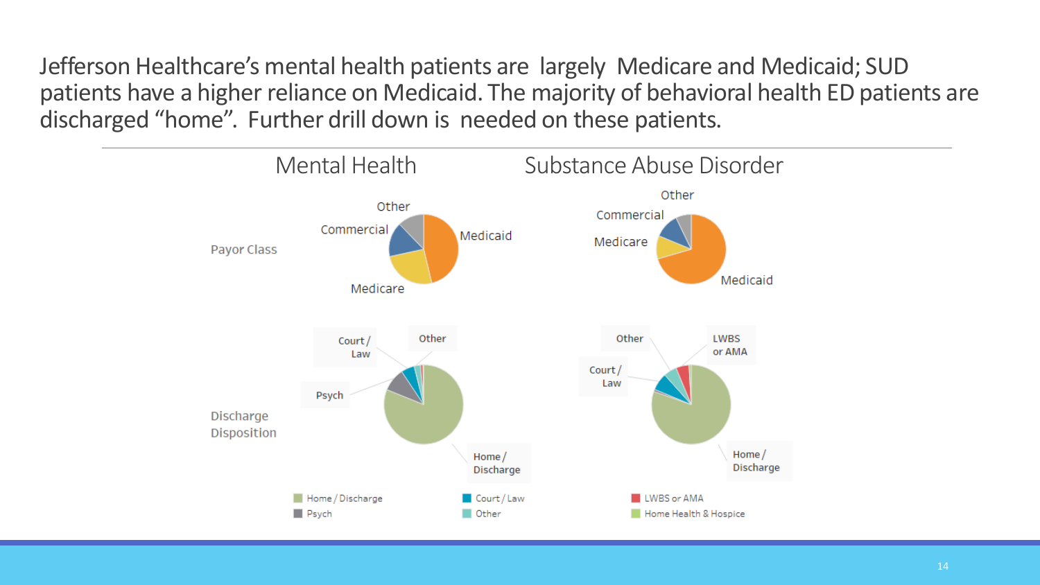Jefferson Healthcare's mental health patients are largely Medicare and Medicaid; SUD patients have a higher reliance on Medicaid. The majority of behavioral health ED patients are discharged "home". Further drill down is needed on these patients.

Mental Health | Substance Abuse Disorder

Payor Class

Other
Commercial
Medicaid
Medicare

Other
Commercial
Medicare
Medicaid

Discharge Disposition

Court / Law
Other
Psych
Home / Discharge

Other
LWBS or AMA
Court / Law
Home / Discharge

Home / Discharge
Psych
Court / Law
Other
LWBS or AMA
Home Health & Hospice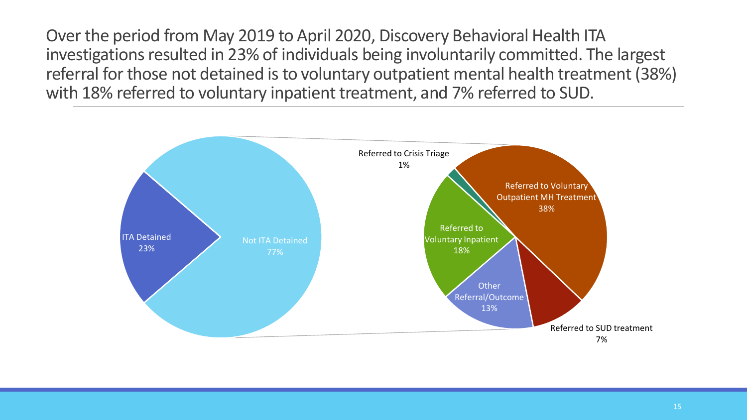Over the period from May 2019 to April 2020, Discovery Behavioral Health ITA investigations resulted in 23% of individuals being involuntarily committed. The largest referral for those not detained is to voluntary outpatient mental health treatment (38%) with 18% referred to voluntary inpatient treatment, and 7% referred to SUD.

ITA Detained
23%

Not ITA Detained
77%

Referred to Crisis Triage
1%

Referred to Voluntary Outpatient MH Treatment
38%

Referred to Voluntary Inpatient
18%

Other Referral/Outcome
13%

Referred to SUD treatment
7%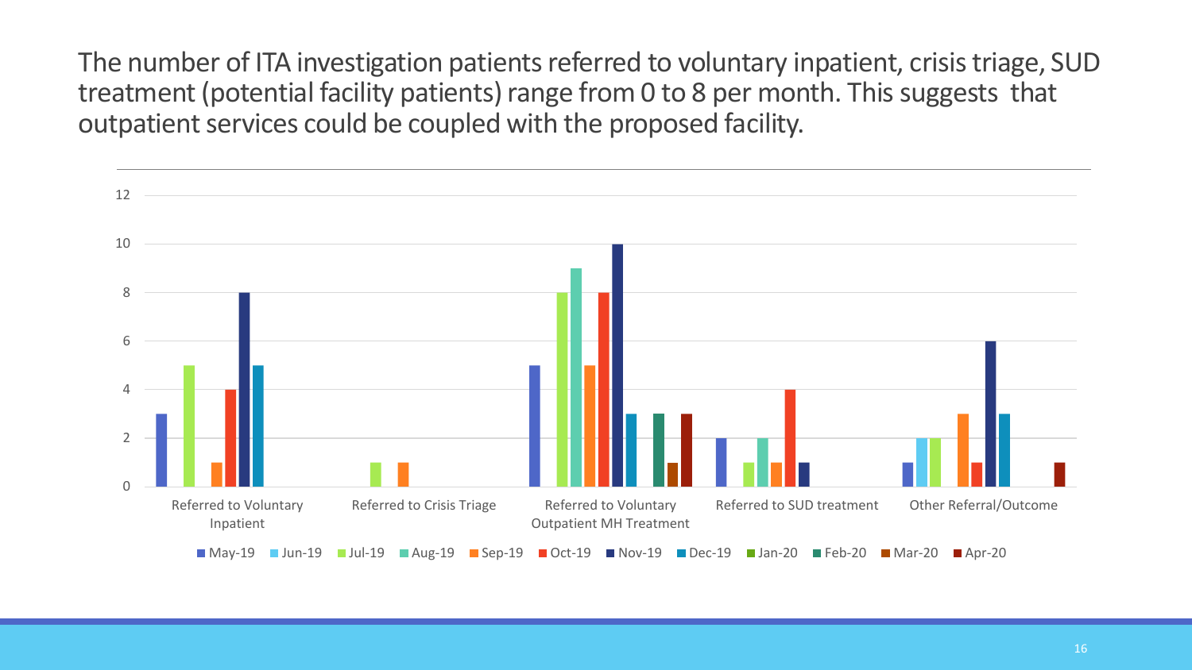The number of ITA investigation patients referred to voluntary inpatient, crisis triage, SUD treatment (potential facility patients) range from 0 to 8 per month. This suggests that outpatient services could be coupled with the proposed facility.

| | May-19 | Jun-19 | Jul-19 | Aug-19 | Sep-19 | Oct-19 | Nov-19 | Dec-19 | Jan-20 | Feb-20 | Mar-20 | Apr-20 |
|---|---|---|---|---|---|---|---|---|---|---|---|---|
| Referred to Voluntary Inpatient | 3 | | 5 | | 1 | 4 | 8 | 5 | | | | |
| Referred to Crisis Triage | | | 1 | | 1 | | | | | | | |
| Referred to Voluntary Outpatient MH Treatment | 5 | | 8 | 9 | 5 | 8 | 10 | 3 | | 3 | 1 | 3 |
| Referred to SUD treatment | 2 | | 1 | 2 | 1 | 4 | 1 | | | | | |
| Other Referral/Outcome | 1 | 2 | 2 | | 3 | 1 | 6 | 3 | | | | 1 |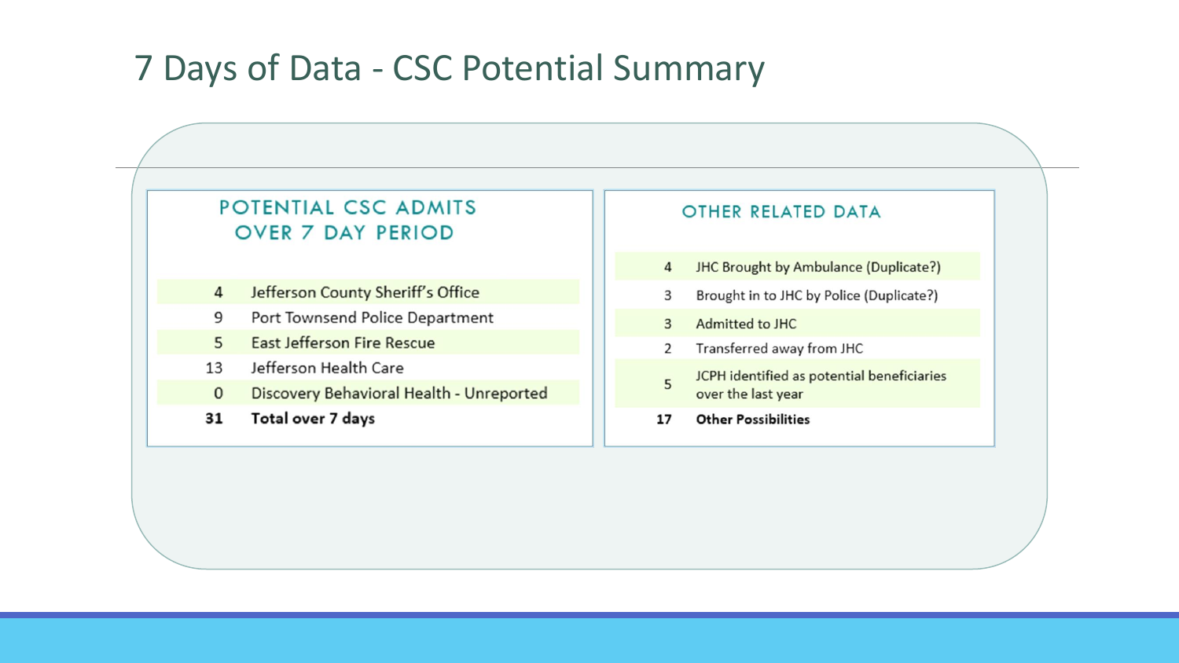# 7 Days of Data - CSC Potential Summary

## POTENTIAL CSC ADMITS OVER 7 DAY PERIOD

| | |
|---|---|
| 4 | Jefferson County Sheriff's Office |
| 9 | Port Townsend Police Department |
| 5 | East Jefferson Fire Rescue |
| 13 | Jefferson Health Care |
| 0 | Discovery Behavioral Health - Unreported |
| **31** | **Total over 7 days** |

## OTHER RELATED DATA

| | |
|---|---|
| 4 | JHC Brought by Ambulance (Duplicate?) |
| 3 | Brought in to JHC by Police (Duplicate?) |
| 3 | Admitted to JHC |
| 2 | Transferred away from JHC |
| 5 | JCPH identified as potential beneficiaries over the last year |
| **17** | **Other Possibilities** |